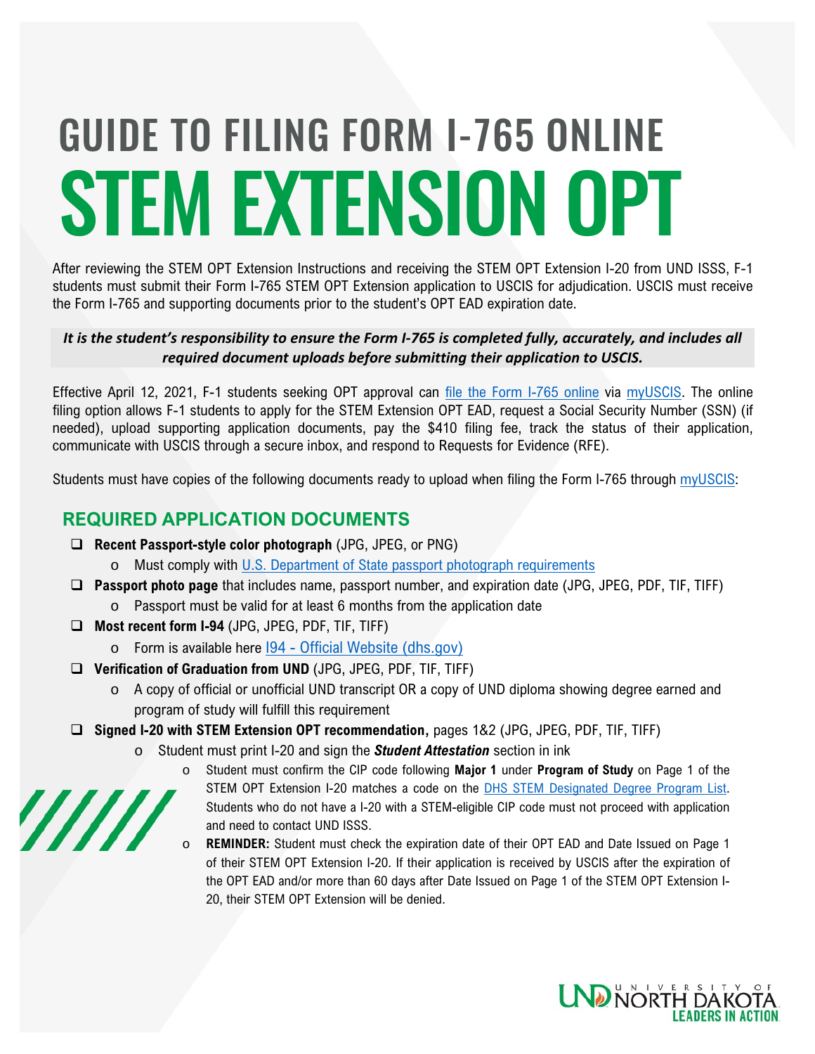# GUIDE TO FILING FORM I-765 ONLINE

# STEM EXTENSION OPT

After reviewing the STEM OPT Extension Instructions and receiving the STEM OPT Extension I-20 from UND ISSS, F-1 students must submit their Form I-765 STEM OPT Extension application to USCIS for adjudication. USCIS must receive the Form I-765 and supporting documents prior to the student's OPT EAD expiration date.

***It is the student's responsibility to ensure the Form I-765 is completed fully, accurately, and includes all required document uploads before submitting their application to USCIS.***

Effective April 12, 2021, F-1 students seeking OPT approval can file the Form I-765 online via myUSCIS. The online filing option allows F-1 students to apply for the STEM Extension OPT EAD, request a Social Security Number (SSN) (if needed), upload supporting application documents, pay the $410 filing fee, track the status of their application, communicate with USCIS through a secure inbox, and respond to Requests for Evidence (RFE).

Students must have copies of the following documents ready to upload when filing the Form I-765 through myUSCIS:

## REQUIRED APPLICATION DOCUMENTS

- ❑ **Recent Passport-style color photograph** (JPG, JPEG, or PNG)
  - Must comply with U.S. Department of State passport photograph requirements
- ❑ **Passport photo page** that includes name, passport number, and expiration date (JPG, JPEG, PDF, TIF, TIFF)
  - Passport must be valid for at least 6 months from the application date
- ❑ **Most recent form I-94** (JPG, JPEG, PDF, TIF, TIFF)
  - Form is available here I94 - Official Website (dhs.gov)
- ❑ **Verification of Graduation from UND** (JPG, JPEG, PDF, TIF, TIFF)
  - A copy of official or unofficial UND transcript OR a copy of UND diploma showing degree earned and program of study will fulfill this requirement
- ❑ **Signed I-20 with STEM Extension OPT recommendation,** pages 1&2 (JPG, JPEG, PDF, TIF, TIFF)
  - Student must print I-20 and sign the ***Student Attestation*** section in ink
  - Student must confirm the CIP code following **Major 1** under **Program of Study** on Page 1 of the STEM OPT Extension I-20 matches a code on the DHS STEM Designated Degree Program List. Students who do not have a I-20 with a STEM-eligible CIP code must not proceed with application and need to contact UND ISSS.
  - **REMINDER:** Student must check the expiration date of their OPT EAD and Date Issued on Page 1 of their STEM OPT Extension I-20. If their application is received by USCIS after the expiration of the OPT EAD and/or more than 60 days after Date Issued on Page 1 of the STEM OPT Extension I-20, their STEM OPT Extension will be denied.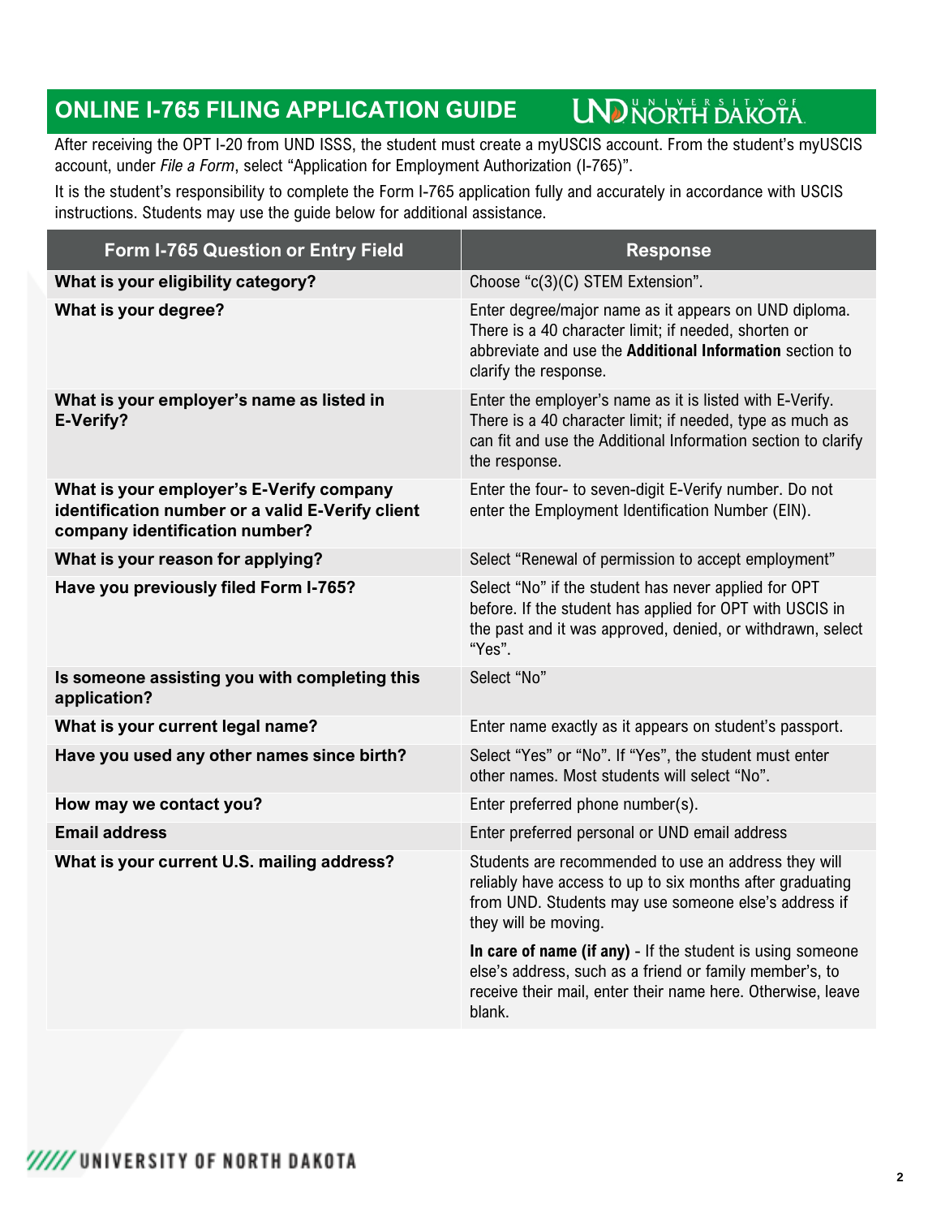# ONLINE I-765 FILING APPLICATION GUIDE

After receiving the OPT I-20 from UND ISSS, the student must create a myUSCIS account. From the student's myUSCIS account, under *File a Form*, select "Application for Employment Authorization (I-765)".

It is the student's responsibility to complete the Form I-765 application fully and accurately in accordance with USCIS instructions. Students may use the guide below for additional assistance.

| Form I-765 Question or Entry Field | Response |
| --- | --- |
| **What is your eligibility category?** | Choose "c(3)(C) STEM Extension". |
| **What is your degree?** | Enter degree/major name as it appears on UND diploma. There is a 40 character limit; if needed, shorten or abbreviate and use the **Additional Information** section to clarify the response. |
| **What is your employer's name as listed in E-Verify?** | Enter the employer's name as it is listed with E-Verify. There is a 40 character limit; if needed, type as much as can fit and use the Additional Information section to clarify the response. |
| **What is your employer's E-Verify company identification number or a valid E-Verify client company identification number?** | Enter the four- to seven-digit E-Verify number. Do not enter the Employment Identification Number (EIN). |
| **What is your reason for applying?** | Select "Renewal of permission to accept employment" |
| **Have you previously filed Form I-765?** | Select "No" if the student has never applied for OPT before. If the student has applied for OPT with USCIS in the past and it was approved, denied, or withdrawn, select "Yes". |
| **Is someone assisting you with completing this application?** | Select "No" |
| **What is your current legal name?** | Enter name exactly as it appears on student's passport. |
| **Have you used any other names since birth?** | Select "Yes" or "No". If "Yes", the student must enter other names. Most students will select "No". |
| **How may we contact you?** | Enter preferred phone number(s). |
| **Email address** | Enter preferred personal or UND email address |
| **What is your current U.S. mailing address?** | Students are recommended to use an address they will reliably have access to up to six months after graduating from UND. Students may use someone else's address if they will be moving.<br><br>**In care of name (if any)** - If the student is using someone else's address, such as a friend or family member's, to receive their mail, enter their name here. Otherwise, leave blank. |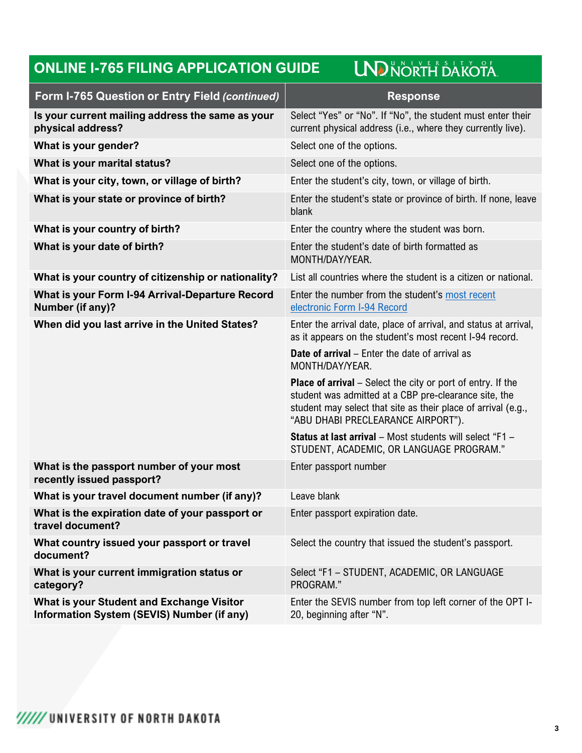## ONLINE I-765 FILING APPLICATION GUIDE

| Form I-765 Question or Entry Field *(continued)* | Response |
|---|---|
| **Is your current mailing address the same as your physical address?** | Select "Yes" or "No". If "No", the student must enter their current physical address (i.e., where they currently live). |
| **What is your gender?** | Select one of the options. |
| **What is your marital status?** | Select one of the options. |
| **What is your city, town, or village of birth?** | Enter the student's city, town, or village of birth. |
| **What is your state or province of birth?** | Enter the student's state or province of birth. If none, leave blank |
| **What is your country of birth?** | Enter the country where the student was born. |
| **What is your date of birth?** | Enter the student's date of birth formatted as MONTH/DAY/YEAR. |
| **What is your country of citizenship or nationality?** | List all countries where the student is a citizen or national. |
| **What is your Form I-94 Arrival-Departure Record Number (if any)?** | Enter the number from the student's most recent electronic Form I-94 Record |
| **When did you last arrive in the United States?** | Enter the arrival date, place of arrival, and status at arrival, as it appears on the student's most recent I-94 record.<br><br>**Date of arrival** – Enter the date of arrival as MONTH/DAY/YEAR.<br><br>**Place of arrival** – Select the city or port of entry. If the student was admitted at a CBP pre-clearance site, the student may select that site as their place of arrival (e.g., "ABU DHABI PRECLEARANCE AIRPORT").<br><br>**Status at last arrival** – Most students will select "F1 – STUDENT, ACADEMIC, OR LANGUAGE PROGRAM." |
| **What is the passport number of your most recently issued passport?** | Enter passport number |
| **What is your travel document number (if any)?** | Leave blank |
| **What is the expiration date of your passport or travel document?** | Enter passport expiration date. |
| **What country issued your passport or travel document?** | Select the country that issued the student's passport. |
| **What is your current immigration status or category?** | Select "F1 – STUDENT, ACADEMIC, OR LANGUAGE PROGRAM." |
| **What is your Student and Exchange Visitor Information System (SEVIS) Number (if any)** | Enter the SEVIS number from top left corner of the OPT I-20, beginning after "N". |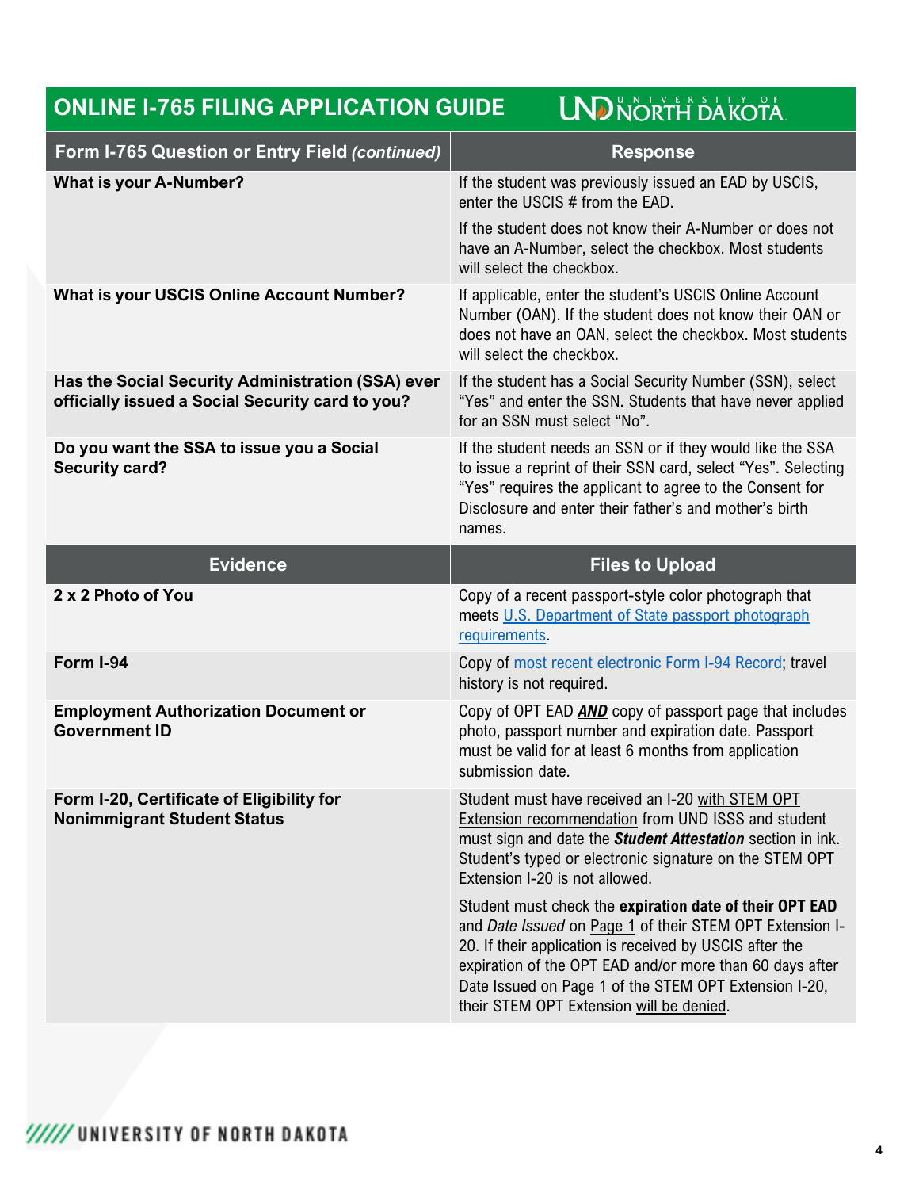## ONLINE I-765 FILING APPLICATION GUIDE

| Form I-765 Question or Entry Field *(continued)* | Response |
|---|---|
| **What is your A-Number?** | If the student was previously issued an EAD by USCIS, enter the USCIS # from the EAD.<br><br>If the student does not know their A-Number or does not have an A-Number, select the checkbox. Most students will select the checkbox. |
| **What is your USCIS Online Account Number?** | If applicable, enter the student's USCIS Online Account Number (OAN). If the student does not know their OAN or does not have an OAN, select the checkbox. Most students will select the checkbox. |
| **Has the Social Security Administration (SSA) ever officially issued a Social Security card to you?** | If the student has a Social Security Number (SSN), select "Yes" and enter the SSN. Students that have applied for an SSN must select "No". |
| **Do you want the SSA to issue you a Social Security card?** | If the student needs an SSN or if they would like the SSA to issue a reprint of their SSN card, select "Yes". Selecting "Yes" requires the applicant to agree to the Consent for Disclosure and enter their father's and mother's birth names. |

| Evidence | Files to Upload |
|---|---|
| **2 x 2 Photo of You** | Copy of a recent passport-style color photograph that meets U.S. Department of State passport photograph requirements. |
| **Form I-94** | Copy of most recent electronic Form I-94 Record; travel history is not required. |
| **Employment Authorization Document or Government ID** | Copy of OPT EAD ***AND*** copy of passport page that includes photo, passport number and expiration date. Passport must be valid for at least 6 months from application submission date. |
| **Form I-20, Certificate of Eligibility for Nonimmigrant Student Status** | Student must have received an I-20 with STEM OPT Extension recommendation from UND ISSS and student must sign and date the ***Student Attestation*** section in ink. Student's typed or electronic signature on the STEM OPT Extension I-20 is not allowed.<br><br>Student must check the **expiration date of their OPT EAD** and *Date Issued* on Page 1 of their STEM OPT Extension I-20. If their application is received by USCIS after the expiration of the OPT EAD and/or more than 60 days after Date Issued on Page 1 of the STEM OPT Extension I-20, their STEM OPT Extension will be denied. |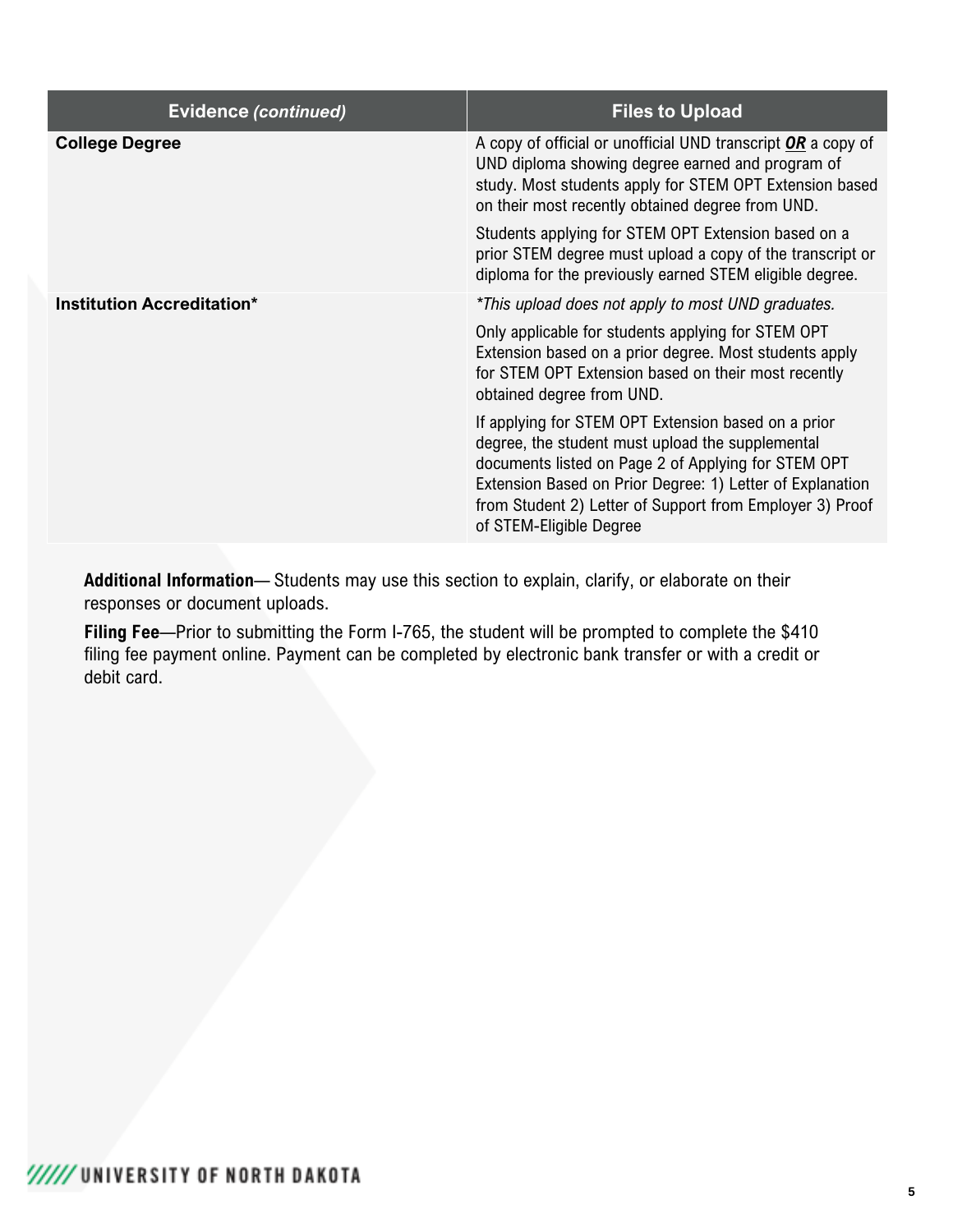| Evidence *(continued)* | Files to Upload |
| --- | --- |
| **College Degree** | A copy of official or unofficial UND transcript ***OR*** a copy of UND diploma showing degree earned and program of study. Most students apply for STEM OPT Extension based on their most recently obtained degree from UND.<br><br>Students applying for STEM OPT Extension based on a prior STEM degree must upload a copy of the transcript or diploma for the previously earned STEM eligible degree. |
| **Institution Accreditation*** | *\*This upload does not apply to most UND graduates.*<br><br>Only applicable for students applying for STEM OPT Extension based on a prior degree. Most students apply for STEM OPT Extension based on their most recently obtained degree from UND.<br><br>If applying for STEM OPT Extension based on a prior degree, the student must upload the supplemental documents listed on Page 2 of Applying for STEM OPT Extension Based on Prior Degree: 1) Letter of Explanation from Student 2) Letter of Support from Employer 3) Proof of STEM-Eligible Degree |

**Additional Information**— Students may use this section to explain, clarify, or elaborate on their responses or document uploads.

**Filing Fee**—Prior to submitting the Form I-765, the student will be prompted to complete the $410 filing fee payment online. Payment can be completed by electronic bank transfer or with a credit or debit card.